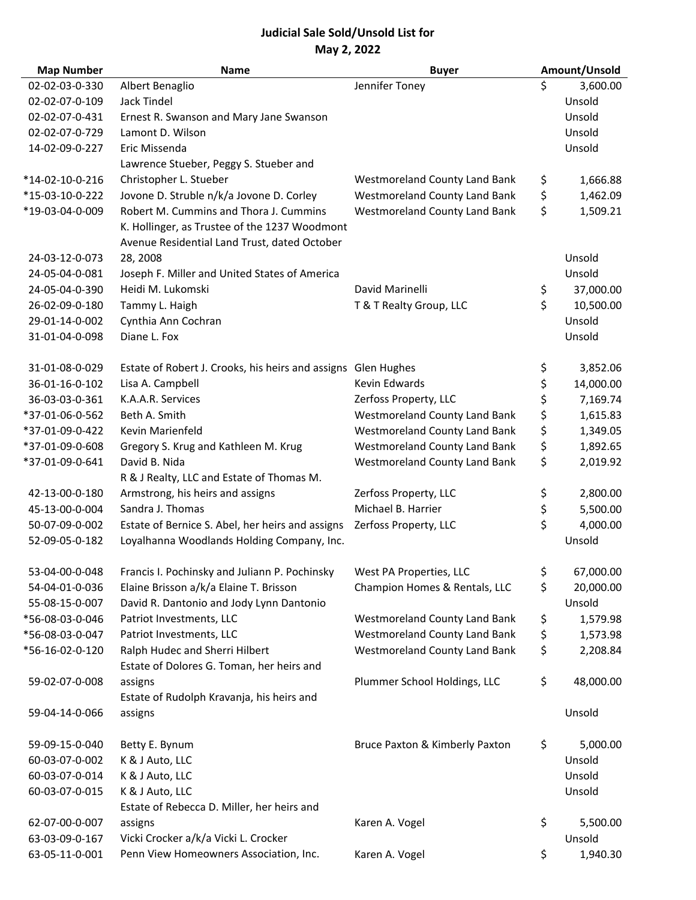# Judicial Sale Sold/Unsold List for May 2, 2022

| Map Number | Name | Buyer | Amount/Unsold |
|---|---|---|---|
| 02-02-03-0-330 | Albert Benaglio | Jennifer Toney | $ 3,600.00 |
| 02-02-07-0-109 | Jack Tindel | | Unsold |
| 02-02-07-0-431 | Ernest R. Swanson and Mary Jane Swanson | | Unsold |
| 02-02-07-0-729 | Lamont D. Wilson | | Unsold |
| 14-02-09-0-227 | Eric Missenda | | Unsold |
| *14-02-10-0-216 | Lawrence Stueber, Peggy S. Stueber and Christopher L. Stueber | Westmoreland County Land Bank | $ 1,666.88 |
| *15-03-10-0-222 | Jovone D. Struble n/k/a Jovone D. Corley | Westmoreland County Land Bank | $ 1,462.09 |
| *19-03-04-0-009 | Robert M. Cummins and Thora J. Cummins | Westmoreland County Land Bank | $ 1,509.21 |
| 24-03-12-0-073 | K. Hollinger, as Trustee of the 1237 Woodmont Avenue Residential Land Trust, dated October 28, 2008 | | Unsold |
| 24-05-04-0-081 | Joseph F. Miller and United States of America | | Unsold |
| 24-05-04-0-390 | Heidi M. Lukomski | David Marinelli | $ 37,000.00 |
| 26-02-09-0-180 | Tammy L. Haigh | T & T Realty Group, LLC | $ 10,500.00 |
| 29-01-14-0-002 | Cynthia Ann Cochran | | Unsold |
| 31-01-04-0-098 | Diane L. Fox | | Unsold |
| 31-01-08-0-029 | Estate of Robert J. Crooks, his heirs and assigns | Glen Hughes | $ 3,852.06 |
| 36-01-16-0-102 | Lisa A. Campbell | Kevin Edwards | $ 14,000.00 |
| 36-03-03-0-361 | K.A.A.R. Services | Zerfoss Property, LLC | $ 7,169.74 |
| *37-01-06-0-562 | Beth A. Smith | Westmoreland County Land Bank | $ 1,615.83 |
| *37-01-09-0-422 | Kevin Marienfeld | Westmoreland County Land Bank | $ 1,349.05 |
| *37-01-09-0-608 | Gregory S. Krug and Kathleen M. Krug | Westmoreland County Land Bank | $ 1,892.65 |
| *37-01-09-0-641 | David B. Nida | Westmoreland County Land Bank | $ 2,019.92 |
| 42-13-00-0-180 | R & J Realty, LLC and Estate of Thomas M. Armstrong, his heirs and assigns | Zerfoss Property, LLC | $ 2,800.00 |
| 45-13-00-0-004 | Sandra J. Thomas | Michael B. Harrier | $ 5,500.00 |
| 50-07-09-0-002 | Estate of Bernice S. Abel, her heirs and assigns | Zerfoss Property, LLC | $ 4,000.00 |
| 52-09-05-0-182 | Loyalhanna Woodlands Holding Company, Inc. | | Unsold |
| 53-04-00-0-048 | Francis I. Pochinsky and Juliann P. Pochinsky | West PA Properties, LLC | $ 67,000.00 |
| 54-04-01-0-036 | Elaine Brisson a/k/a Elaine T. Brisson | Champion Homes & Rentals, LLC | $ 20,000.00 |
| 55-08-15-0-007 | David R. Dantonio and Jody Lynn Dantonio | | Unsold |
| *56-08-03-0-046 | Patriot Investments, LLC | Westmoreland County Land Bank | $ 1,579.98 |
| *56-08-03-0-047 | Patriot Investments, LLC | Westmoreland County Land Bank | $ 1,573.98 |
| *56-16-02-0-120 | Ralph Hudec and Sherri Hilbert | Westmoreland County Land Bank | $ 2,208.84 |
| 59-02-07-0-008 | Estate of Dolores G. Toman, her heirs and assigns | Plummer School Holdings, LLC | $ 48,000.00 |
| 59-04-14-0-066 | Estate of Rudolph Kravanja, his heirs and assigns | | Unsold |
| 59-09-15-0-040 | Betty E. Bynum | Bruce Paxton & Kimberly Paxton | $ 5,000.00 |
| 60-03-07-0-002 | K & J Auto, LLC | | Unsold |
| 60-03-07-0-014 | K & J Auto, LLC | | Unsold |
| 60-03-07-0-015 | K & J Auto, LLC | | Unsold |
| 62-07-00-0-007 | Estate of Rebecca D. Miller, her heirs and assigns | Karen A. Vogel | $ 5,500.00 |
| 63-03-09-0-167 | Vicki Crocker a/k/a Vicki L. Crocker | | Unsold |
| 63-05-11-0-001 | Penn View Homeowners Association, Inc. | Karen A. Vogel | $ 1,940.30 |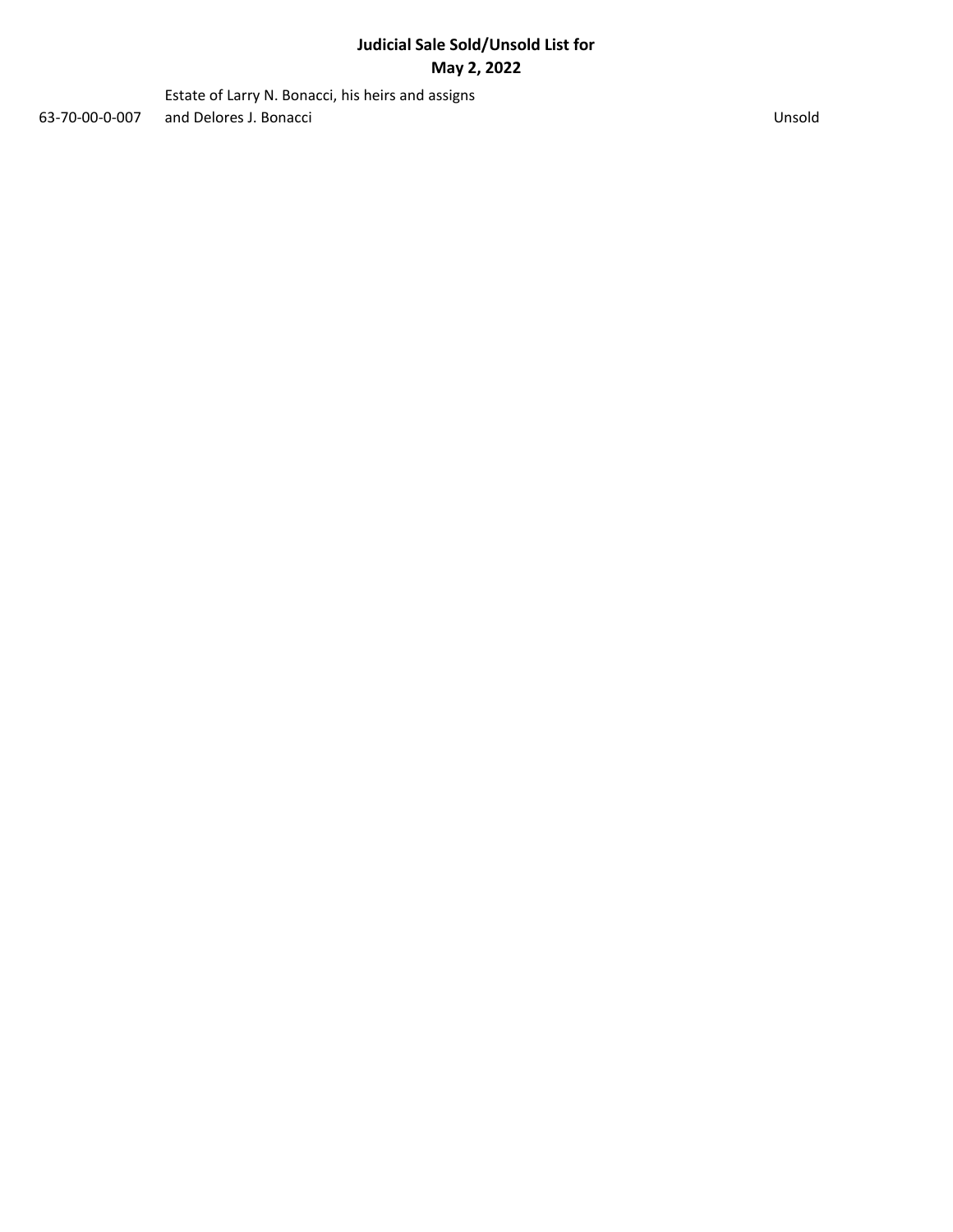**Judicial Sale Sold/Unsold List for**
**May 2, 2022**

| | | |
|---|---|---|
| 63-70-00-0-007 | Estate of Larry N. Bonacci, his heirs and assigns and Delores J. Bonacci | Unsold |